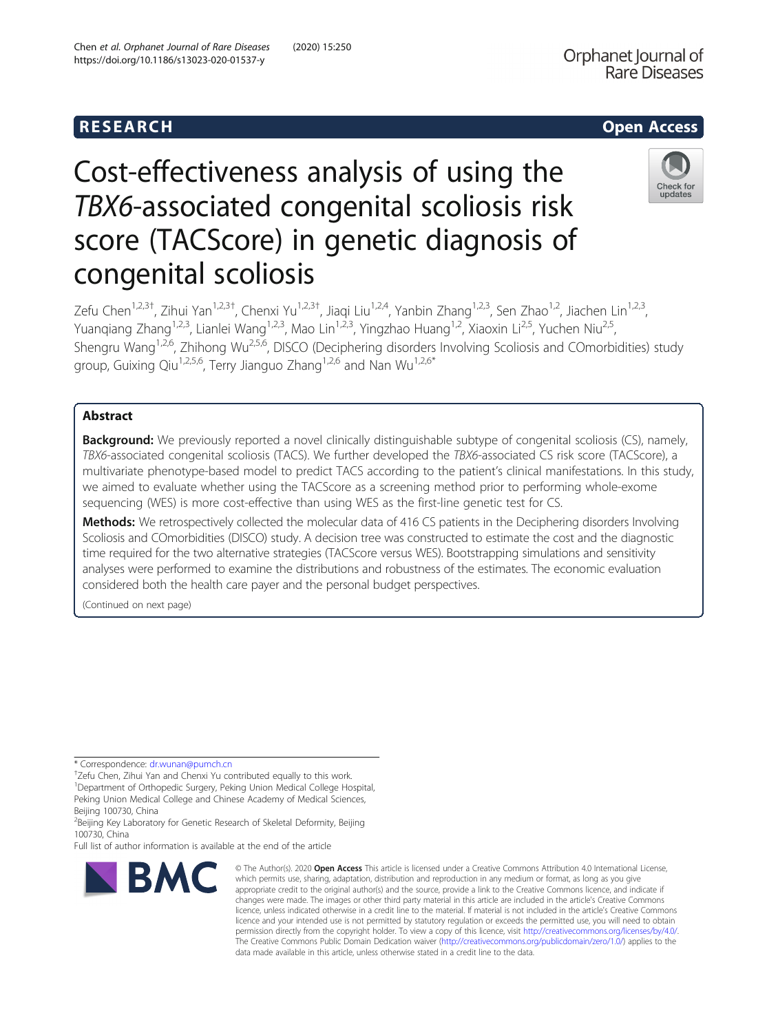RESEARCH | Open Access

# Cost-effectiveness analysis of using the *TBX6*-associated congenital scoliosis risk score (TACScore) in genetic diagnosis of congenital scoliosis

Zefu Chen[1,2,3†], Zihui Yan[1,2,3†], Chenxi Yu[1,2,3†], Jiaqi Liu[1,2,4], Yanbin Zhang[1,2,3], Sen Zhao[1,2], Jiachen Lin[1,2,3], Yuanqiang Zhang[1,2,3], Lianlei Wang[1,2,3], Mao Lin[1,2,3], Yingzhao Huang[1,2], Xiaoxin Li[2,5], Yuchen Niu[2,5], Shengru Wang[1,2,6], Zhihong Wu[2,5,6], DISCO (Deciphering disorders Involving Scoliosis and COmorbidities) study group, Guixing Qiu[1,2,5,6], Terry Jianguo Zhang[1,2,6] and Nan Wu[1,2,6*]

## Abstract

**Background:** We previously reported a novel clinically distinguishable subtype of congenital scoliosis (CS), namely, *TBX6*-associated congenital scoliosis (TACS). We further developed the *TBX6*-associated CS risk score (TACScore), a multivariate phenotype-based model to predict TACS according to the patient's clinical manifestations. In this study, we aimed to evaluate whether using the TACScore as a screening method prior to performing whole-exome sequencing (WES) is more cost-effective than using WES as the first-line genetic test for CS.

**Methods:** We retrospectively collected the molecular data of 416 CS patients in the Deciphering disorders Involving Scoliosis and COmorbidities (DISCO) study. A decision tree was constructed to estimate the cost and the diagnostic time required for the two alternative strategies (TACScore versus WES). Bootstrapping simulations and sensitivity analyses were performed to examine the distributions and robustness of the estimates. The economic evaluation considered both the health care payer and the personal budget perspectives.

(Continued on next page)

* Correspondence: dr.wunan@pumch.cn

†Zefu Chen, Zihui Yan and Chenxi Yu contributed equally to this work.

[1]Department of Orthopedic Surgery, Peking Union Medical College Hospital, Peking Union Medical College and Chinese Academy of Medical Sciences, Beijing 100730, China

[2]Beijing Key Laboratory for Genetic Research of Skeletal Deformity, Beijing 100730, China

Full list of author information is available at the end of the article

© The Author(s). 2020 **Open Access** This article is licensed under a Creative Commons Attribution 4.0 International License, which permits use, sharing, adaptation, distribution and reproduction in any medium or format, as long as you give appropriate credit to the original author(s) and the source, provide a link to the Creative Commons licence, and indicate if changes were made. The images or other third party material in this article are included in the article's Creative Commons licence, unless indicated otherwise in a credit line to the material. If material is not included in the article's Creative Commons licence and your intended use is not permitted by statutory regulation or exceeds the permitted use, you will need to obtain permission directly from the copyright holder. To view a copy of this licence, visit http://creativecommons.org/licenses/by/4.0/. The Creative Commons Public Domain Dedication waiver (http://creativecommons.org/publicdomain/zero/1.0/) applies to the data made available in this article, unless otherwise stated in a credit line to the data.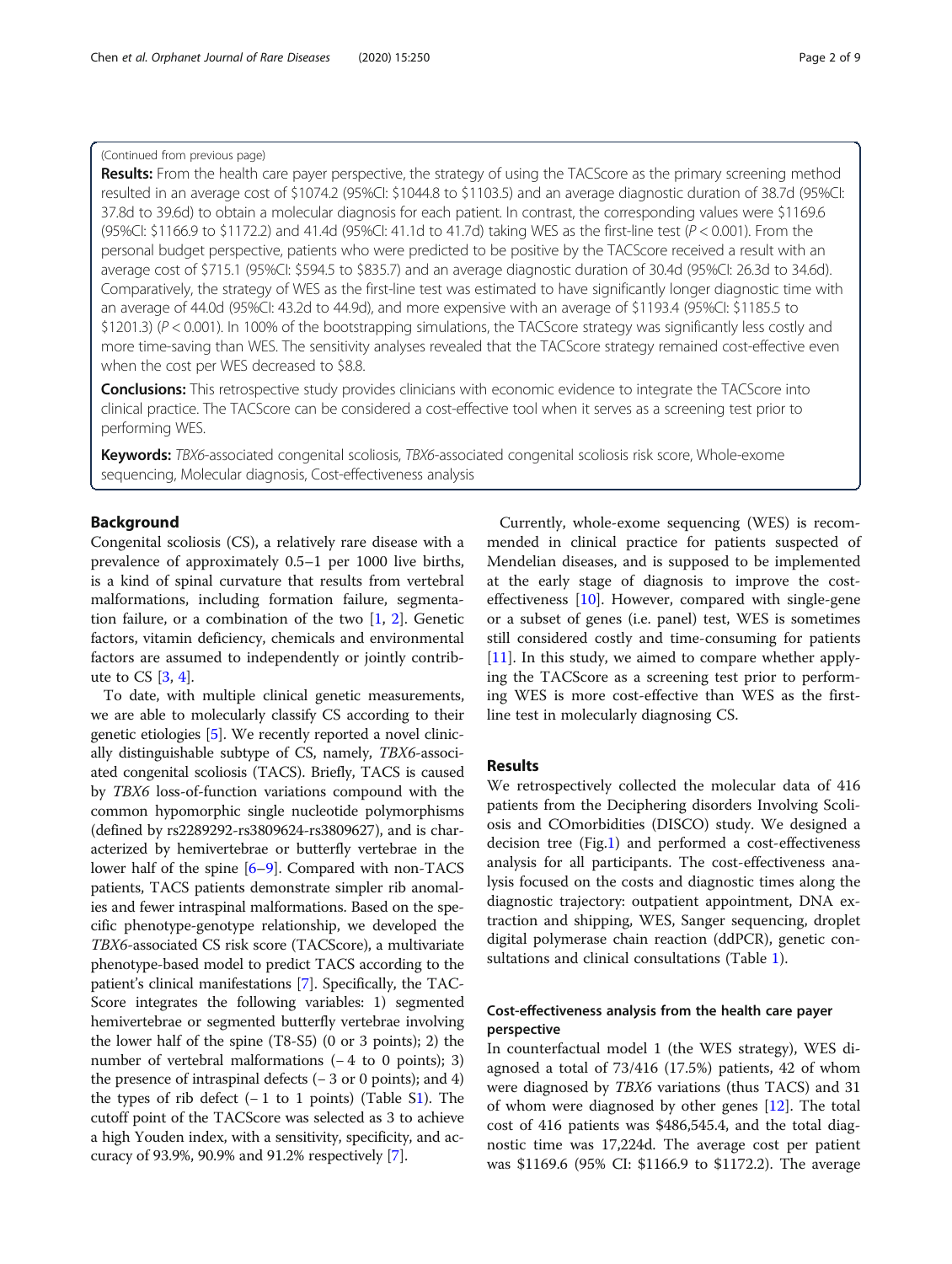(Continued from previous page)

**Results:** From the health care payer perspective, the strategy of using the TACScore as the primary screening method resulted in an average cost of $1074.2 (95%CI: $1044.8 to $1103.5) and an average diagnostic duration of 38.7d (95%CI: 37.8d to 39.6d) to obtain a molecular diagnosis for each patient. In contrast, the corresponding values were $1169.6 (95%CI: $1166.9 to $1172.2) and 41.4d (95%CI: 41.1d to 41.7d) taking WES as the first-line test ($P < 0.001$). From the personal budget perspective, patients who were predicted to be positive by the TACScore received a result with an average cost of $715.1 (95%CI: $594.5 to $835.7) and an average diagnostic duration of 30.4d (95%CI: 26.3d to 34.6d). Comparatively, the strategy of WES as the first-line test was estimated to have significantly longer diagnostic time with an average of 44.0d (95%CI: 43.2d to 44.9d), and more expensive with an average of $1193.4 (95%CI: $1185.5 to $1201.3) ($P < 0.001$). In 100% of the bootstrapping simulations, the TACScore strategy was significantly less costly and more time-saving than WES. The sensitivity analyses revealed that the TACScore strategy remained cost-effective even when the cost per WES decreased to $8.8.

**Conclusions:** This retrospective study provides clinicians with economic evidence to integrate the TACScore into clinical practice. The TACScore can be considered a cost-effective tool when it serves as a screening test prior to performing WES.

**Keywords:** *TBX6*-associated congenital scoliosis, *TBX6*-associated congenital scoliosis risk score, Whole-exome sequencing, Molecular diagnosis, Cost-effectiveness analysis

## Background

Congenital scoliosis (CS), a relatively rare disease with a prevalence of approximately 0.5–1 per 1000 live births, is a kind of spinal curvature that results from vertebral malformations, including formation failure, segmentation failure, or a combination of the two [1, 2]. Genetic factors, vitamin deficiency, chemicals and environmental factors are assumed to independently or jointly contribute to CS [3, 4].

To date, with multiple clinical genetic measurements, we are able to molecularly classify CS according to their genetic etiologies [5]. We recently reported a novel clinically distinguishable subtype of CS, namely, *TBX6*-associated congenital scoliosis (TACS). Briefly, TACS is caused by *TBX6* loss-of-function variations compound with the common hypomorphic single nucleotide polymorphisms (defined by rs2289292-rs3809624-rs3809627), and is characterized by hemivertebrae or butterfly vertebrae in the lower half of the spine [6–9]. Compared with non-TACS patients, TACS patients demonstrate simpler rib anomalies and fewer intraspinal malformations. Based on the specific phenotype-genotype relationship, we developed the *TBX6*-associated CS risk score (TACScore), a multivariate phenotype-based model to predict TACS according to the patient's clinical manifestations [7]. Specifically, the TACScore integrates the following variables: 1) segmented hemivertebrae or segmented butterfly vertebrae involving the lower half of the spine (T8-S5) (0 or 3 points); 2) the number of vertebral malformations (− 4 to 0 points); 3) the presence of intraspinal defects (− 3 or 0 points); and 4) the types of rib defect (− 1 to 1 points) (Table S1). The cutoff point of the TACScore was selected as 3 to achieve a high Youden index, with a sensitivity, specificity, and accuracy of 93.9%, 90.9% and 91.2% respectively [7].

Currently, whole-exome sequencing (WES) is recommended in clinical practice for patients suspected of Mendelian diseases, and is supposed to be implemented at the early stage of diagnosis to improve the cost-effectiveness [10]. However, compared with single-gene or a subset of genes (i.e. panel) test, WES is sometimes still considered costly and time-consuming for patients [11]. In this study, we aimed to compare whether applying the TACScore as a screening test prior to performing WES is more cost-effective than WES as the first-line test in molecularly diagnosing CS.

## Results

We retrospectively collected the molecular data of 416 patients from the Deciphering disorders Involving Scoliosis and COmorbidities (DISCO) study. We designed a decision tree (Fig.1) and performed a cost-effectiveness analysis for all participants. The cost-effectiveness analysis focused on the costs and diagnostic times along the diagnostic trajectory: outpatient appointment, DNA extraction and shipping, WES, Sanger sequencing, droplet digital polymerase chain reaction (ddPCR), genetic consultations and clinical consultations (Table 1).

### Cost-effectiveness analysis from the health care payer perspective

In counterfactual model 1 (the WES strategy), WES diagnosed a total of 73/416 (17.5%) patients, 42 of whom were diagnosed by *TBX6* variations (thus TACS) and 31 of whom were diagnosed by other genes [12]. The total cost of 416 patients was $486,545.4, and the total diagnostic time was 17,224d. The average cost per patient was $1169.6 (95% CI: $1166.9 to $1172.2). The average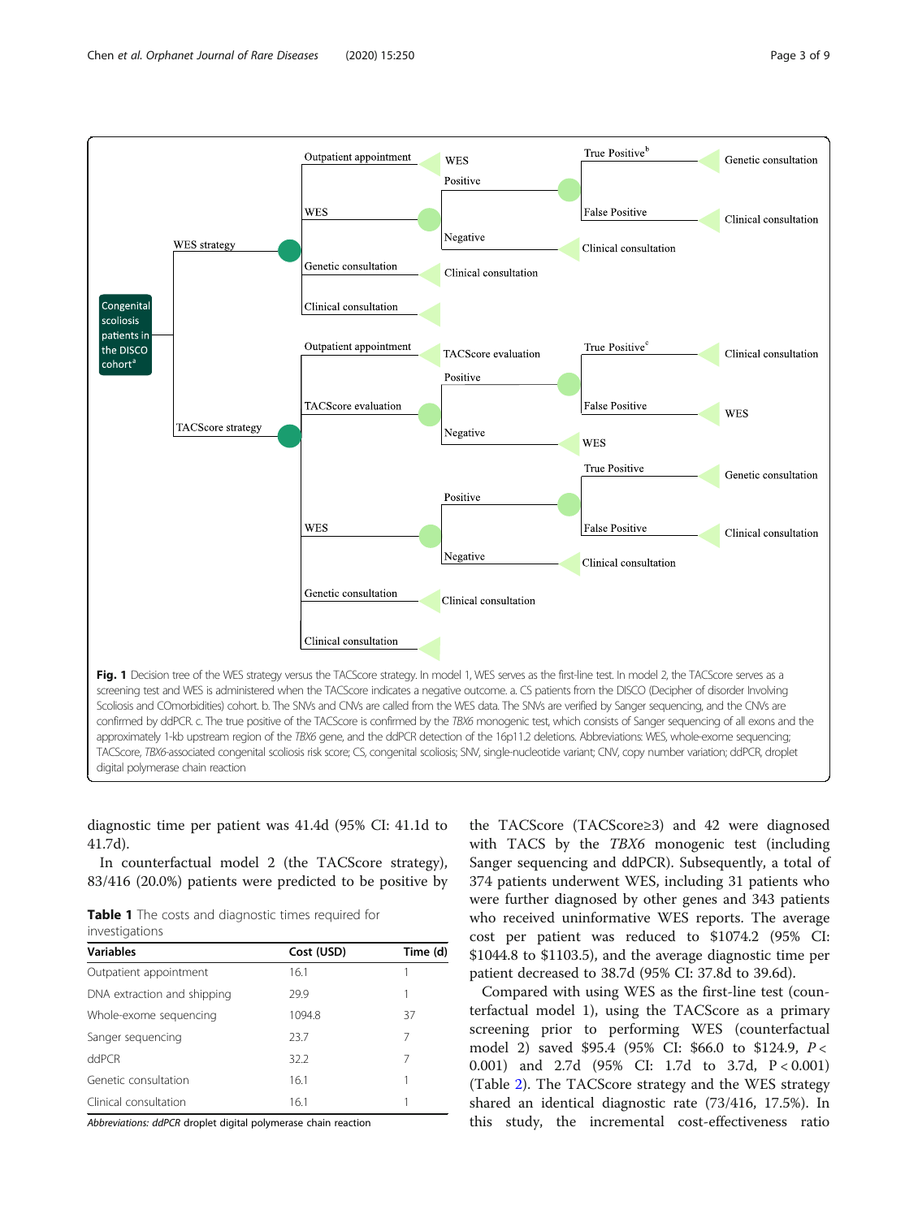Fig. 1 Decision tree of the WES strategy versus the TACScore strategy. In model 1, WES serves as the first-line test. In model 2, the TACScore serves as a screening test and WES is administered when the TACScore indicates a negative outcome. a. CS patients from the DISCO (Decipher of disorder Involving Scoliosis and COmorbidities) cohort. b. The SNVs and CNVs are called from the WES data. The SNVs are verified by Sanger sequencing, and the CNVs are confirmed by ddPCR. c. The true positive of the TACScore is confirmed by the *TBX6* monogenic test, which consists of Sanger sequencing of all exons and the approximately 1-kb upstream region of the *TBX6* gene, and the ddPCR detection of the 16p11.2 deletions. Abbreviations: WES, whole-exome sequencing; TACScore, *TBX6*-associated congenital scoliosis risk score; CS, congenital scoliosis; SNV, single-nucleotide variant; CNV, copy number variation; ddPCR, droplet digital polymerase chain reaction

diagnostic time per patient was 41.4d (95% CI: 41.1d to 41.7d).

In counterfactual model 2 (the TACScore strategy), 83/416 (20.0%) patients were predicted to be positive by the TACScore (TACScore≥3) and 42 were diagnosed with TACS by the *TBX6* monogenic test (including Sanger sequencing and ddPCR). Subsequently, a total of 374 patients underwent WES, including 31 patients who were further diagnosed by other genes and 343 patients who received uninformative WES reports. The average cost per patient was reduced to $1074.2 (95% CI: $1044.8 to $1103.5), and the average diagnostic time per patient decreased to 38.7d (95% CI: 37.8d to 39.6d).

**Table 1** The costs and diagnostic times required for investigations

| Variables | Cost (USD) | Time (d) |
|---|---|---|
| Outpatient appointment | 16.1 | 1 |
| DNA extraction and shipping | 29.9 | 1 |
| Whole-exome sequencing | 1094.8 | 37 |
| Sanger sequencing | 23.7 | 7 |
| ddPCR | 32.2 | 7 |
| Genetic consultation | 16.1 | 1 |
| Clinical consultation | 16.1 | 1 |

*Abbreviations: ddPCR* droplet digital polymerase chain reaction

Compared with using WES as the first-line test (counterfactual model 1), using the TACScore as a primary screening prior to performing WES (counterfactual model 2) saved $95.4 (95% CI: $66.0 to $124.9, $P < 0.001$) and 2.7d (95% CI: 1.7d to 3.7d, $P < 0.001$) (Table 2). The TACScore strategy and the WES strategy shared an identical diagnostic rate (73/416, 17.5%). In this study, the incremental cost-effectiveness ratio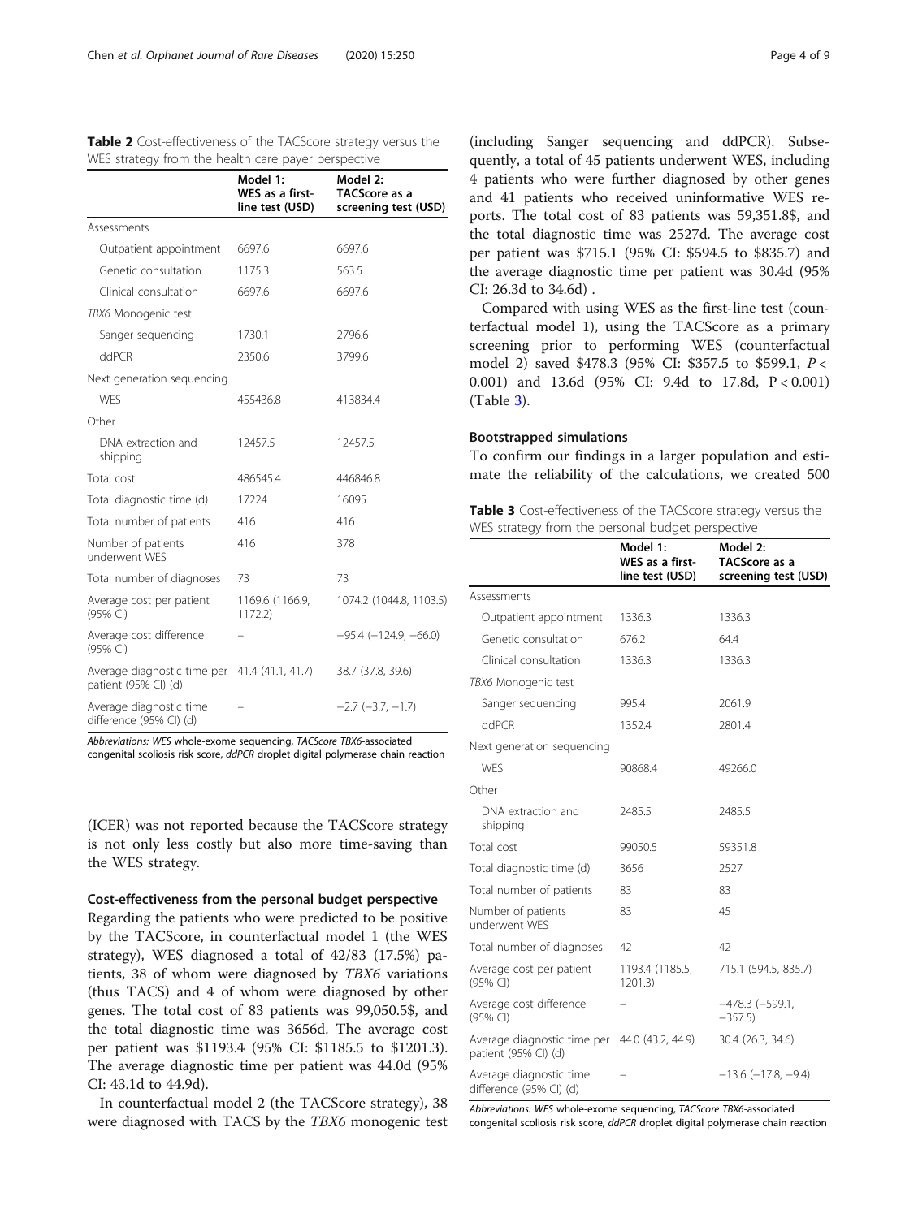**Table 2** Cost-effectiveness of the TACScore strategy versus the WES strategy from the health care payer perspective

| | Model 1: WES as a first-line test (USD) | Model 2: TACScore as a screening test (USD) |
|---|---|---|
| Assessments | | |
| Outpatient appointment | 6697.6 | 6697.6 |
| Genetic consultation | 1175.3 | 563.5 |
| Clinical consultation | 6697.6 | 6697.6 |
| *TBX6* Monogenic test | | |
| Sanger sequencing | 1730.1 | 2796.6 |
| ddPCR | 2350.6 | 3799.6 |
| Next generation sequencing | | |
| WES | 455436.8 | 413834.4 |
| Other | | |
| DNA extraction and shipping | 12457.5 | 12457.5 |
| Total cost | 486545.4 | 446846.8 |
| Total diagnostic time (d) | 17224 | 16095 |
| Total number of patients | 416 | 416 |
| Number of patients underwent WES | 416 | 378 |
| Total number of diagnoses | 73 | 73 |
| Average cost per patient (95% CI) | 1169.6 (1166.9, 1172.2) | 1074.2 (1044.8, 1103.5) |
| Average cost difference (95% CI) | – | −95.4 (−124.9, −66.0) |
| Average diagnostic time per patient (95% CI) (d) | 41.4 (41.1, 41.7) | 38.7 (37.8, 39.6) |
| Average diagnostic time difference (95% CI) (d) | – | −2.7 (−3.7, −1.7) |

*Abbreviations: WES* whole-exome sequencing, *TACScore TBX6*-associated congenital scoliosis risk score, *ddPCR* droplet digital polymerase chain reaction

(ICER) was not reported because the TACScore strategy is not only less costly but also more time-saving than the WES strategy.

#### Cost-effectiveness from the personal budget perspective

Regarding the patients who were predicted to be positive by the TACScore, in counterfactual model 1 (the WES strategy), WES diagnosed a total of 42/83 (17.5%) patients, 38 of whom were diagnosed by *TBX6* variations (thus TACS) and 4 of whom were diagnosed by other genes. The total cost of 83 patients was 99,050.5$, and the total diagnostic time was 3656d. The average cost per patient was $1193.4 (95% CI: $1185.5 to $1201.3). The average diagnostic time per patient was 44.0d (95% CI: 43.1d to 44.9d).

In counterfactual model 2 (the TACScore strategy), 38 were diagnosed with TACS by the *TBX6* monogenic test (including Sanger sequencing and ddPCR). Subsequently, a total of 45 patients underwent WES, including 4 patients who were further diagnosed by other genes and 41 patients who received uninformative WES reports. The total cost of 83 patients was 59,351.8$, and the total diagnostic time was 2527d. The average cost per patient was $715.1 (95% CI: $594.5 to $835.7) and the average diagnostic time per patient was 30.4d (95% CI: 26.3d to 34.6d) .

Compared with using WES as the first-line test (counterfactual model 1), using the TACScore as a primary screening prior to performing WES (counterfactual model 2) saved $478.3 (95% CI: $357.5 to $599.1, $P < 0.001$) and 13.6d (95% CI: 9.4d to 17.8d, $P < 0.001$) (Table 3).

**Table 3** Cost-effectiveness of the TACScore strategy versus the WES strategy from the personal budget perspective

| | Model 1: WES as a first-line test (USD) | Model 2: TACScore as a screening test (USD) |
|---|---|---|
| Assessments | | |
| Outpatient appointment | 1336.3 | 1336.3 |
| Genetic consultation | 676.2 | 64.4 |
| Clinical consultation | 1336.3 | 1336.3 |
| *TBX6* Monogenic test | | |
| Sanger sequencing | 995.4 | 2061.9 |
| ddPCR | 1352.4 | 2801.4 |
| Next generation sequencing | | |
| WES | 90868.4 | 49266.0 |
| Other | | |
| DNA extraction and shipping | 2485.5 | 2485.5 |
| Total cost | 99050.5 | 59351.8 |
| Total diagnostic time (d) | 3656 | 2527 |
| Total number of patients | 83 | 83 |
| Number of patients underwent WES | 83 | 45 |
| Total number of diagnoses | 42 | 42 |
| Average cost per patient (95% CI) | 1193.4 (1185.5, 1201.3) | 715.1 (594.5, 835.7) |
| Average cost difference (95% CI) | – | −478.3 (−599.1, −357.5) |
| Average diagnostic time per patient (95% CI) (d) | 44.0 (43.2, 44.9) | 30.4 (26.3, 34.6) |
| Average diagnostic time difference (95% CI) (d) | – | −13.6 (−17.8, −9.4) |

*Abbreviations: WES* whole-exome sequencing, *TACScore TBX6*-associated congenital scoliosis risk score, *ddPCR* droplet digital polymerase chain reaction

#### Bootstrapped simulations

To confirm our findings in a larger population and estimate the reliability of the calculations, we created 500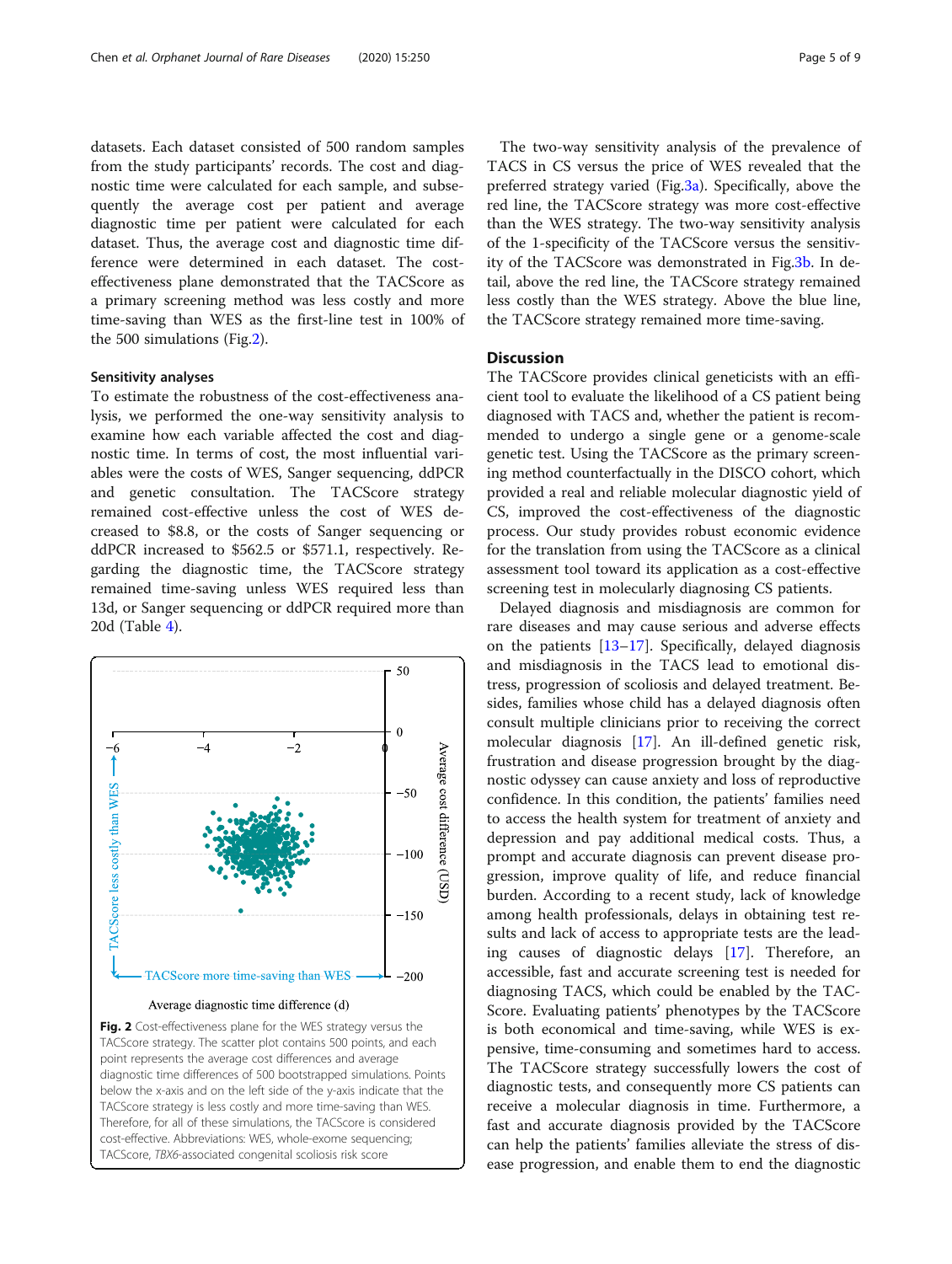datasets. Each dataset consisted of 500 random samples from the study participants' records. The cost and diagnostic time were calculated for each sample, and subsequently the average cost per patient and average diagnostic time per patient were calculated for each dataset. Thus, the average cost and diagnostic time difference were determined in each dataset. The cost-effectiveness plane demonstrated that the TACScore as a primary screening method was less costly and more time-saving than WES as the first-line test in 100% of the 500 simulations (Fig.2).

### Sensitivity analyses

To estimate the robustness of the cost-effectiveness analysis, we performed the one-way sensitivity analysis to examine how each variable affected the cost and diagnostic time. In terms of cost, the most influential variables were the costs of WES, Sanger sequencing, ddPCR and genetic consultation. The TACScore strategy remained cost-effective unless the cost of WES decreased to \$8.8, or the costs of Sanger sequencing or ddPCR increased to \$562.5 or \$571.1, respectively. Regarding the diagnostic time, the TACScore strategy remained time-saving unless WES required less than 13d, or Sanger sequencing or ddPCR required more than 20d (Table 4).

**Fig. 2** Cost-effectiveness plane for the WES strategy versus the TACScore strategy. The scatter plot contains 500 points, and each point represents the average cost differences and average diagnostic time differences of 500 bootstrapped simulations. Points below the x-axis and on the left side of the y-axis indicate that the TACScore strategy is less costly and more time-saving than WES. Therefore, for all of these simulations, the TACScore is considered cost-effective. Abbreviations: WES, whole-exome sequencing; TACScore, *TBX6*-associated congenital scoliosis risk score

The two-way sensitivity analysis of the prevalence of TACS in CS versus the price of WES revealed that the preferred strategy varied (Fig.3a). Specifically, above the red line, the TACScore strategy was more cost-effective than the WES strategy. The two-way sensitivity analysis of the 1-specificity of the TACScore versus the sensitivity of the TACScore was demonstrated in Fig.3b. In detail, above the red line, the TACScore strategy remained less costly than the WES strategy. Above the blue line, the TACScore strategy remained more time-saving.

## Discussion

The TACScore provides clinical geneticists with an efficient tool to evaluate the likelihood of a CS patient being diagnosed with TACS and, whether the patient is recommended to undergo a single gene or a genome-scale genetic test. Using the TACScore as the primary screening method counterfactually in the DISCO cohort, which provided a real and reliable molecular diagnostic yield of CS, improved the cost-effectiveness of the diagnostic process. Our study provides robust economic evidence for the translation from using the TACScore as a clinical assessment tool toward its application as a cost-effective screening test in molecularly diagnosing CS patients.

Delayed diagnosis and misdiagnosis are common for rare diseases and may cause serious and adverse effects on the patients [13–17]. Specifically, delayed diagnosis and misdiagnosis in the TACS lead to emotional distress, progression of scoliosis and delayed treatment. Besides, families whose child has a delayed diagnosis often consult multiple clinicians prior to receiving the correct molecular diagnosis [17]. An ill-defined genetic risk, frustration and disease progression brought by the diagnostic odyssey can cause anxiety and loss of reproductive confidence. In this condition, the patients' families need to access the health system for treatment of anxiety and depression and pay additional medical costs. Thus, a prompt and accurate diagnosis can prevent disease progression, improve quality of life, and reduce financial burden. According to a recent study, lack of knowledge among health professionals, delays in obtaining test results and lack of access to appropriate tests are the leading causes of diagnostic delays [17]. Therefore, an accessible, fast and accurate screening test is needed for diagnosing TACS, which could be enabled by the TACScore. Evaluating patients' phenotypes by the TACScore is both economical and time-saving, while WES is expensive, time-consuming and sometimes hard to access. The TACScore strategy successfully lowers the cost of diagnostic tests, and consequently more CS patients can receive a molecular diagnosis in time. Furthermore, a fast and accurate diagnosis provided by the TACScore can help the patients' families alleviate the stress of disease progression, and enable them to end the diagnostic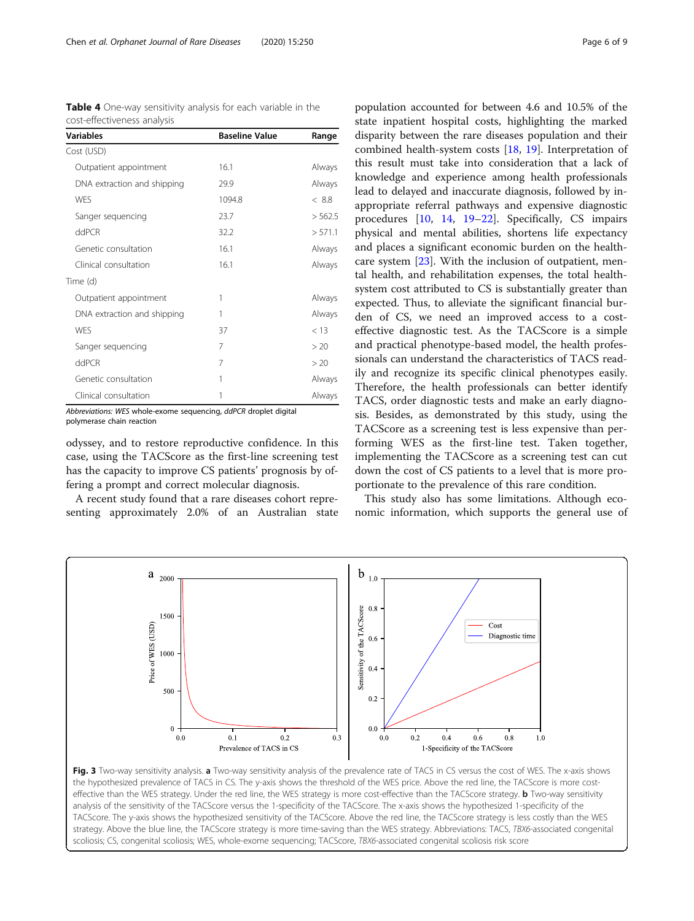**Table 4** One-way sensitivity analysis for each variable in the cost-effectiveness analysis

| Variables | Baseline Value | Range |
|---|---|---|
| Cost (USD) | | |
| Outpatient appointment | 16.1 | Always |
| DNA extraction and shipping | 29.9 | Always |
| WES | 1094.8 | < 8.8 |
| Sanger sequencing | 23.7 | > 562.5 |
| ddPCR | 32.2 | > 571.1 |
| Genetic consultation | 16.1 | Always |
| Clinical consultation | 16.1 | Always |
| Time (d) | | |
| Outpatient appointment | 1 | Always |
| DNA extraction and shipping | 1 | Always |
| WES | 37 | < 13 |
| Sanger sequencing | 7 | > 20 |
| ddPCR | 7 | > 20 |
| Genetic consultation | 1 | Always |
| Clinical consultation | 1 | Always |

*Abbreviations: WES whole-exome sequencing, ddPCR droplet digital polymerase chain reaction*

odyssey, and to restore reproductive confidence. In this case, using the TACScore as the first-line screening test has the capacity to improve CS patients' prognosis by offering a prompt and correct molecular diagnosis.

A recent study found that a rare diseases cohort representing approximately 2.0% of an Australian state population accounted for between 4.6 and 10.5% of the state inpatient hospital costs, highlighting the marked disparity between the rare diseases population and their combined health-system costs [18, 19]. Interpretation of this result must take into consideration that a lack of knowledge and experience among health professionals lead to delayed and inaccurate diagnosis, followed by inappropriate referral pathways and expensive diagnostic procedures [10, 14, 19–22]. Specifically, CS impairs physical and mental abilities, shortens life expectancy and places a significant economic burden on the healthcare system [23]. With the inclusion of outpatient, mental health, and rehabilitation expenses, the total health-system cost attributed to CS is substantially greater than expected. Thus, to alleviate the significant financial burden of CS, we need an improved access to a cost-effective diagnostic test. As the TACScore is a simple and practical phenotype-based model, the health professionals can understand the characteristics of TACS readily and recognize its specific clinical phenotypes easily. Therefore, the health professionals can better identify TACS, order diagnostic tests and make an early diagnosis. Besides, as demonstrated by this study, using the TACScore as a screening test is less expensive than performing WES as the first-line test. Taken together, implementing the TACScore as a screening test can cut down the cost of CS patients to a level that is more proportionate to the prevalence of this rare condition.

This study also has some limitations. Although economic information, which supports the general use of

**Fig. 3** Two-way sensitivity analysis. **a** Two-way sensitivity analysis of the prevalence rate of TACS in CS versus the cost of WES. The x-axis shows the hypothesized prevalence of TACS in CS. The y-axis shows the threshold of the WES price. Above the red line, the TACScore is more cost-effective than the WES strategy. Under the red line, the WES strategy is more cost-effective than the TACScore strategy. **b** Two-way sensitivity analysis of the sensitivity of the TACScore versus the 1-specificity of the TACScore. The x-axis shows the hypothesized 1-specificity of the TACScore. The y-axis shows the hypothesized sensitivity of the TACScore. Above the red line, the TACScore strategy is less costly than the WES strategy. Above the blue line, the TACScore strategy is more time-saving than the WES strategy. Abbreviations: TACS, *TBX6*-associated congenital scoliosis; CS, congenital scoliosis; WES, whole-exome sequencing; TACScore, *TBX6*-associated congenital scoliosis risk score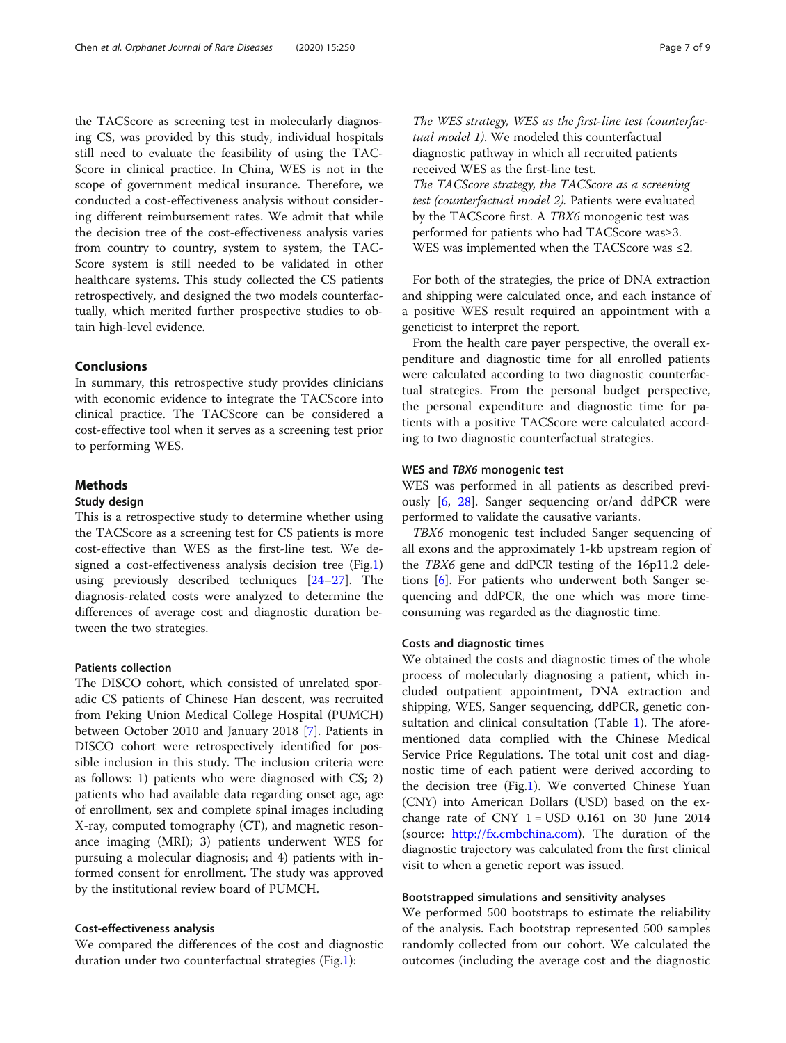the TACScore as screening test in molecularly diagnosing CS, was provided by this study, individual hospitals still need to evaluate the feasibility of using the TACScore in clinical practice. In China, WES is not in the scope of government medical insurance. Therefore, we conducted a cost-effectiveness analysis without considering different reimbursement rates. We admit that while the decision tree of the cost-effectiveness analysis varies from country to country, system to system, the TACScore system is still needed to be validated in other healthcare systems. This study collected the CS patients retrospectively, and designed the two models counterfactually, which merited further prospective studies to obtain high-level evidence.

## Conclusions

In summary, this retrospective study provides clinicians with economic evidence to integrate the TACScore into clinical practice. The TACScore can be considered a cost-effective tool when it serves as a screening test prior to performing WES.

## Methods

### Study design

This is a retrospective study to determine whether using the TACScore as a screening test for CS patients is more cost-effective than WES as the first-line test. We designed a cost-effectiveness analysis decision tree (Fig.1) using previously described techniques [24–27]. The diagnosis-related costs were analyzed to determine the differences of average cost and diagnostic duration between the two strategies.

### Patients collection

The DISCO cohort, which consisted of unrelated sporadic CS patients of Chinese Han descent, was recruited from Peking Union Medical College Hospital (PUMCH) between October 2010 and January 2018 [7]. Patients in DISCO cohort were retrospectively identified for possible inclusion in this study. The inclusion criteria were as follows: 1) patients who were diagnosed with CS; 2) patients who had available data regarding onset age, age of enrollment, sex and complete spinal images including X-ray, computed tomography (CT), and magnetic resonance imaging (MRI); 3) patients underwent WES for pursuing a molecular diagnosis; and 4) patients with informed consent for enrollment. The study was approved by the institutional review board of PUMCH.

### Cost-effectiveness analysis

We compared the differences of the cost and diagnostic duration under two counterfactual strategies (Fig.1):

*The WES strategy, WES as the first-line test (counterfactual model 1).* We modeled this counterfactual diagnostic pathway in which all recruited patients received WES as the first-line test.
*The TACScore strategy, the TACScore as a screening test (counterfactual model 2).* Patients were evaluated by the TACScore first. A *TBX6* monogenic test was performed for patients who had TACScore was≥3. WES was implemented when the TACScore was ≤2.

For both of the strategies, the price of DNA extraction and shipping were calculated once, and each instance of a positive WES result required an appointment with a geneticist to interpret the report.

From the health care payer perspective, the overall expenditure and diagnostic time for all enrolled patients were calculated according to two diagnostic counterfactual strategies. From the personal budget perspective, the personal expenditure and diagnostic time for patients with a positive TACScore were calculated according to two diagnostic counterfactual strategies.

### WES and *TBX6* monogenic test

WES was performed in all patients as described previously [6, 28]. Sanger sequencing or/and ddPCR were performed to validate the causative variants.

*TBX6* monogenic test included Sanger sequencing of all exons and the approximately 1-kb upstream region of the *TBX6* gene and ddPCR testing of the 16p11.2 deletions [6]. For patients who underwent both Sanger sequencing and ddPCR, the one which was more time-consuming was regarded as the diagnostic time.

### Costs and diagnostic times

We obtained the costs and diagnostic times of the whole process of molecularly diagnosing a patient, which included outpatient appointment, DNA extraction and shipping, WES, Sanger sequencing, ddPCR, genetic consultation and clinical consultation (Table 1). The aforementioned data complied with the Chinese Medical Service Price Regulations. The total unit cost and diagnostic time of each patient were derived according to the decision tree (Fig.1). We converted Chinese Yuan (CNY) into American Dollars (USD) based on the exchange rate of CNY 1 = USD 0.161 on 30 June 2014 (source: http://fx.cmbchina.com). The duration of the diagnostic trajectory was calculated from the first clinical visit to when a genetic report was issued.

### Bootstrapped simulations and sensitivity analyses

We performed 500 bootstraps to estimate the reliability of the analysis. Each bootstrap represented 500 samples randomly collected from our cohort. We calculated the outcomes (including the average cost and the diagnostic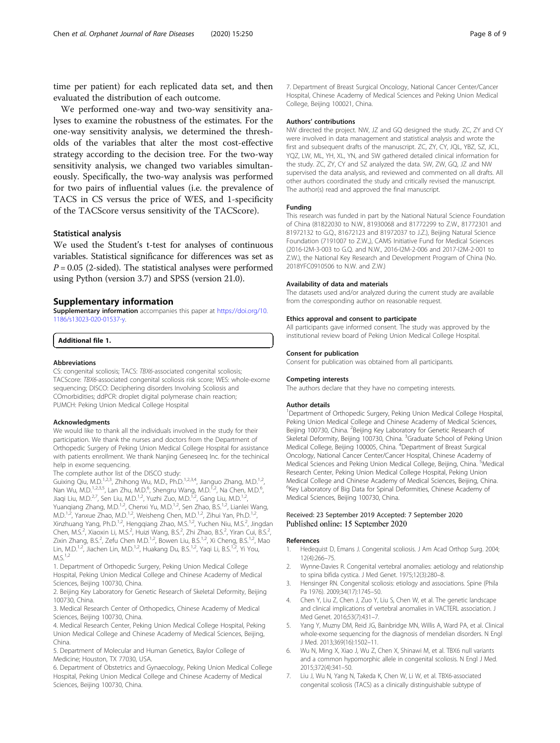time per patient) for each replicated data set, and then evaluated the distribution of each outcome.

We performed one-way and two-way sensitivity analyses to examine the robustness of the estimates. For the one-way sensitivity analysis, we determined the thresholds of the variables that alter the most cost-effective strategy according to the decision tree. For the two-way sensitivity analysis, we changed two variables simultaneously. Specifically, the two-way analysis was performed for two pairs of influential values (i.e. the prevalence of TACS in CS versus the price of WES, and 1-specificity of the TACScore versus sensitivity of the TACScore).

### Statistical analysis

We used the Student's t-test for analyses of continuous variables. Statistical significance for differences was set as $P = 0.05$ (2-sided). The statistical analyses were performed using Python (version 3.7) and SPSS (version 21.0).

## Supplementary information

**Supplementary information** accompanies this paper at https://doi.org/10.1186/s13023-020-01537-y.

**Additional file 1.**

### Abbreviations

CS: congenital scoliosis; TACS: *TBX6*-associated congenital scoliosis; TACScore: *TBX6*-associated congenital scoliosis risk score; WES: whole-exome sequencing; DISCO: Deciphering disorders Involving Scoliosis and COmorbidities; ddPCR: droplet digital polymerase chain reaction; PUMCH: Peking Union Medical College Hospital

### Acknowledgments

We would like to thank all the individuals involved in the study for their participation. We thank the nurses and doctors from the Department of Orthopedic Surgery of Peking Union Medical College Hospital for assistance with patients enrollment. We thank Nanjing Geneseeq Inc. for the techinical help in exome sequencing.

The complete author list of the DISCO study:

Guixing Qiu, M.D.[1,2,3], Zhihong Wu, M.D., Ph.D.[1,2,3,4], Jianguo Zhang, M.D.[1,2], Nan Wu, M.D.[1,2,3,5], Lan Zhu, M.D.[6], Shengru Wang, M.D.[1,2], Na Chen, M.D.[6], Jiaqi Liu, M.D.[2,7], Sen Liu, M.D.[1,2], Yuzhi Zuo, M.D.[1,2], Gang Liu, M.D.[1,2], Yuanqiang Zhang, M.D.[1,2], Chenxi Yu, M.D.[1,2], Sen Zhao, B.S.[1,2], Lianlei Wang, M.D.[1,2], Yanxue Zhao, M.D.[1,2], Weisheng Chen, M.D.[1,2], Zihui Yan, Ph.D.[1,2], Xinzhuang Yang, Ph.D.[1,2], Hengqiang Zhao, M.S.[1,2], Yuchen Niu, M.S.[2], Jingdan Chen, M.S.[2], Xiaoxin Li, M.S.[2], Huizi Wang, B.S.[2], Zhi Zhao, B.S.[2], Yiran Cui, B.S.[2], Zixin Zhang, B.S.[2], Zefu Chen M.D.[1,2], Bowen Liu, B.S.[1,2], Xi Cheng, B.S.[1,2], Mao Lin, M.D.[1,2], Jiachen Lin, M.D.[1,2], Huakang Du, B.S.[1,2], Yaqi Li, B.S.[1,2], Yi You, M.S.[1,2]

1. Department of Orthopedic Surgery, Peking Union Medical College Hospital, Peking Union Medical College and Chinese Academy of Medical Sciences, Beijing 100730, China.
2. Beijing Key Laboratory for Genetic Research of Skeletal Deformity, Beijing 100730, China.
3. Medical Research Center of Orthopedics, Chinese Academy of Medical Sciences, Beijing 100730, China.
4. Medical Research Center, Peking Union Medical College Hospital, Peking Union Medical College and Chinese Academy of Medical Sciences, Beijing, China.
5. Department of Molecular and Human Genetics, Baylor College of Medicine; Houston, TX 77030, USA.
6. Department of Obstetrics and Gynaecology, Peking Union Medical College Hospital, Peking Union Medical College and Chinese Academy of Medical Sciences, Beijing 100730, China.
7. Department of Breast Surgical Oncology, National Cancer Center/Cancer Hospital, Chinese Academy of Medical Sciences and Peking Union Medical College, Beijing 100021, China.

### Authors' contributions

NW directed the project. NW, JZ and GQ designed the study. ZC, ZY and CY were involved in data management and statistical analysis and wrote the first and subsequent drafts of the manuscript. ZC, ZY, CY, JQL, YBZ, SZ, JCL, YQZ, LW, ML, YH, XL, YN, and SW gathered detailed clinical information for the study. ZC, ZY, CY and SZ analyzed the data. SW, ZW, GQ, JZ and NW supervised the data analysis, and reviewed and commented on all drafts. All other authors coordinated the study and critically revised the manuscript. The author(s) read and approved the final manuscript.

### Funding

This research was funded in part by the National Natural Science Foundation of China (81822030 to N.W., 81930068 and 81772299 to Z.W., 81772301 and 81972132 to G.Q., 81672123 and 81972037 to J.Z.), Beijing Natural Science Foundation (7191007 to Z.W.,), CAMS Initiative Fund for Medical Sciences (2016-I2M-3-003 to G.Q. and N.W., 2016-I2M-2-006 and 2017-I2M-2-001 to Z.W.), the National Key Research and Development Program of China (No. 2018YFC0910506 to N.W. and Z.W.)

### Availability of data and materials

The datasets used and/or analyzed during the current study are available from the corresponding author on reasonable request.

### Ethics approval and consent to participate

All participants gave informed consent. The study was approved by the institutional review board of Peking Union Medical College Hospital.

### Consent for publication

Consent for publication was obtained from all participants.

### Competing interests

The authors declare that they have no competing interests.

### Author details

[1]Department of Orthopedic Surgery, Peking Union Medical College Hospital, Peking Union Medical College and Chinese Academy of Medical Sciences, Beijing 100730, China. [2]Beijing Key Laboratory for Genetic Research of Skeletal Deformity, Beijing 100730, China. [3]Graduate School of Peking Union Medical College, Beijing 100005, China. [4]Department of Breast Surgical Oncology, National Cancer Center/Cancer Hospital, Chinese Academy of Medical Sciences and Peking Union Medical College, Beijing, China. [5]Medical Research Center, Peking Union Medical College Hospital, Peking Union Medical College and Chinese Academy of Medical Sciences, Beijing, China. [6]Key Laboratory of Big Data for Spinal Deformities, Chinese Academy of Medical Sciences, Beijing 100730, China.

Received: 23 September 2019 Accepted: 7 September 2020
Published online: 15 September 2020

### References

1. Hedequist D, Emans J. Congenital scoliosis. J Am Acad Orthop Surg. 2004; 12(4):266–75.
2. Wynne-Davies R. Congenital vertebral anomalies: aetiology and relationship to spina bifida cystica. J Med Genet. 1975;12(3):280–8.
3. Hensinger RN. Congenital scoliosis: etiology and associations. Spine (Phila Pa 1976). 2009;34(17):1745–50.
4. Chen Y, Liu Z, Chen J, Zuo Y, Liu S, Chen W, et al. The genetic landscape and clinical implications of vertebral anomalies in VACTERL association. J Med Genet. 2016;53(7):431–7.
5. Yang Y, Muzny DM, Reid JG, Bainbridge MN, Willis A, Ward PA, et al. Clinical whole-exome sequencing for the diagnosis of mendelian disorders. N Engl J Med. 2013;369(16):1502–11.
6. Wu N, Ming X, Xiao J, Wu Z, Chen X, Shinawi M, et al. TBX6 null variants and a common hypomorphic allele in congenital scoliosis. N Engl J Med. 2015;372(4):341–50.
7. Liu J, Wu N, Yang N, Takeda K, Chen W, Li W, et al. TBX6-associated congenital scoliosis (TACS) as a clinically distinguishable subtype of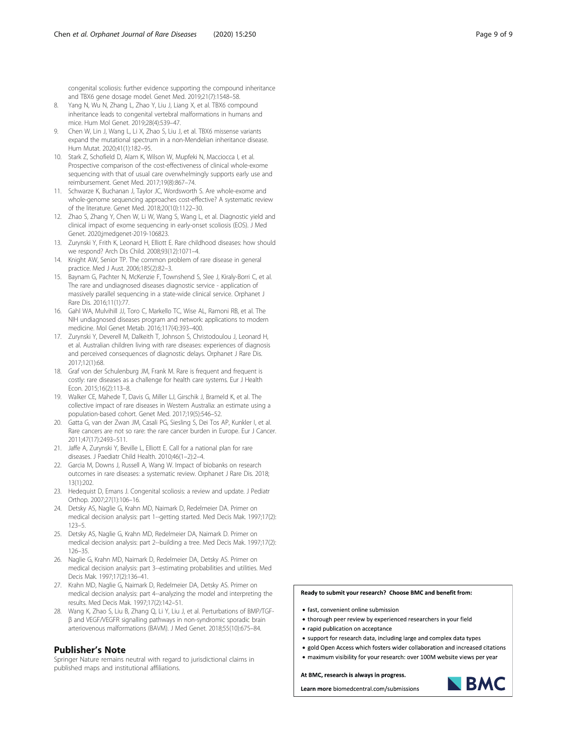congenital scoliosis: further evidence supporting the compound inheritance and TBX6 gene dosage model. Genet Med. 2019;21(7):1548–58.

8. Yang N, Wu N, Zhang L, Zhao Y, Liu J, Liang X, et al. TBX6 compound inheritance leads to congenital vertebral malformations in humans and mice. Hum Mol Genet. 2019;28(4):539–47.
9. Chen W, Lin J, Wang L, Li X, Zhao S, Liu J, et al. TBX6 missense variants expand the mutational spectrum in a non-Mendelian inheritance disease. Hum Mutat. 2020;41(1):182–95.
10. Stark Z, Schofield D, Alam K, Wilson W, Mupfeki N, Macciocca I, et al. Prospective comparison of the cost-effectiveness of clinical whole-exome sequencing with that of usual care overwhelmingly supports early use and reimbursement. Genet Med. 2017;19(8):867–74.
11. Schwarze K, Buchanan J, Taylor JC, Wordsworth S. Are whole-exome and whole-genome sequencing approaches cost-effective? A systematic review of the literature. Genet Med. 2018;20(10):1122–30.
12. Zhao S, Zhang Y, Chen W, Li W, Wang S, Wang L, et al. Diagnostic yield and clinical impact of exome sequencing in early-onset scoliosis (EOS). J Med Genet. 2020;jmedgenet-2019-106823.
13. Zurynski Y, Frith K, Leonard H, Elliott E. Rare childhood diseases: how should we respond? Arch Dis Child. 2008;93(12):1071–4.
14. Knight AW, Senior TP. The common problem of rare disease in general practice. Med J Aust. 2006;185(2):82–3.
15. Baynam G, Pachter N, McKenzie F, Townshend S, Slee J, Kiraly-Borri C, et al. The rare and undiagnosed diseases diagnostic service - application of massively parallel sequencing in a state-wide clinical service. Orphanet J Rare Dis. 2016;11(1):77.
16. Gahl WA, Mulvihill JJ, Toro C, Markello TC, Wise AL, Ramoni RB, et al. The NIH undiagnosed diseases program and network: applications to modern medicine. Mol Genet Metab. 2016;117(4):393–400.
17. Zurynski Y, Deverell M, Dalkeith T, Johnson S, Christodoulou J, Leonard H, et al. Australian children living with rare diseases: experiences of diagnosis and perceived consequences of diagnostic delays. Orphanet J Rare Dis. 2017;12(1):68.
18. Graf von der Schulenburg JM, Frank M. Rare is frequent and frequent is costly: rare diseases as a challenge for health care systems. Eur J Health Econ. 2015;16(2):113–8.
19. Walker CE, Mahede T, Davis G, Miller LJ, Girschik J, Brameld K, et al. The collective impact of rare diseases in Western Australia: an estimate using a population-based cohort. Genet Med. 2017;19(5):546–52.
20. Gatta G, van der Zwan JM, Casali PG, Siesling S, Dei Tos AP, Kunkler I, et al. Rare cancers are not so rare: the rare cancer burden in Europe. Eur J Cancer. 2011;47(17):2493–511.
21. Jaffe A, Zurynski Y, Beville L, Elliott E. Call for a national plan for rare diseases. J Paediatr Child Health. 2010;46(1–2):2–4.
22. Garcia M, Downs J, Russell A, Wang W. Impact of biobanks on research outcomes in rare diseases: a systematic review. Orphanet J Rare Dis. 2018;13(1):202.
23. Hedequist D, Emans J. Congenital scoliosis: a review and update. J Pediatr Orthop. 2007;27(1):106–16.
24. Detsky AS, Naglie G, Krahn MD, Naimark D, Redelmeier DA. Primer on medical decision analysis: part 1--getting started. Med Decis Mak. 1997;17(2):123–5.
25. Detsky AS, Naglie G, Krahn MD, Redelmeier DA, Naimark D. Primer on medical decision analysis: part 2--building a tree. Med Decis Mak. 1997;17(2):126–35.
26. Naglie G, Krahn MD, Naimark D, Redelmeier DA, Detsky AS. Primer on medical decision analysis: part 3--estimating probabilities and utilities. Med Decis Mak. 1997;17(2):136–41.
27. Krahn MD, Naglie G, Naimark D, Redelmeier DA, Detsky AS. Primer on medical decision analysis: part 4--analyzing the model and interpreting the results. Med Decis Mak. 1997;17(2):142–51.
28. Wang K, Zhao S, Liu B, Zhang Q, Li Y, Liu J, et al. Perturbations of BMP/TGF-β and VEGF/VEGFR signalling pathways in non-syndromic sporadic brain arteriovenous malformations (BAVM). J Med Genet. 2018;55(10):675–84.

## Publisher's Note

Springer Nature remains neutral with regard to jurisdictional claims in published maps and institutional affiliations.

**Ready to submit your research? Choose BMC and benefit from:**

- fast, convenient online submission
- thorough peer review by experienced researchers in your field
- rapid publication on acceptance
- support for research data, including large and complex data types
- gold Open Access which fosters wider collaboration and increased citations
- maximum visibility for your research: over 100M website views per year

**At BMC, research is always in progress.**

**Learn more** biomedcentral.com/submissions

BMC